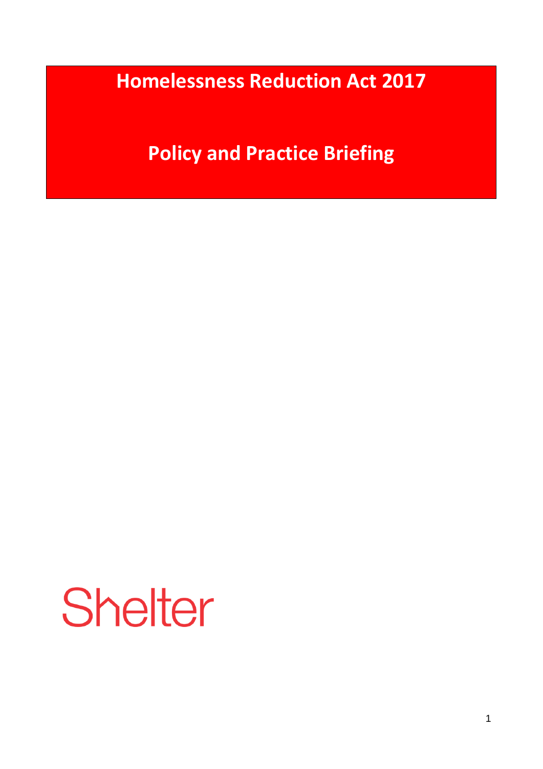# Homelessness Reduction Act 2017

## Policy and Practice Briefing

Shelter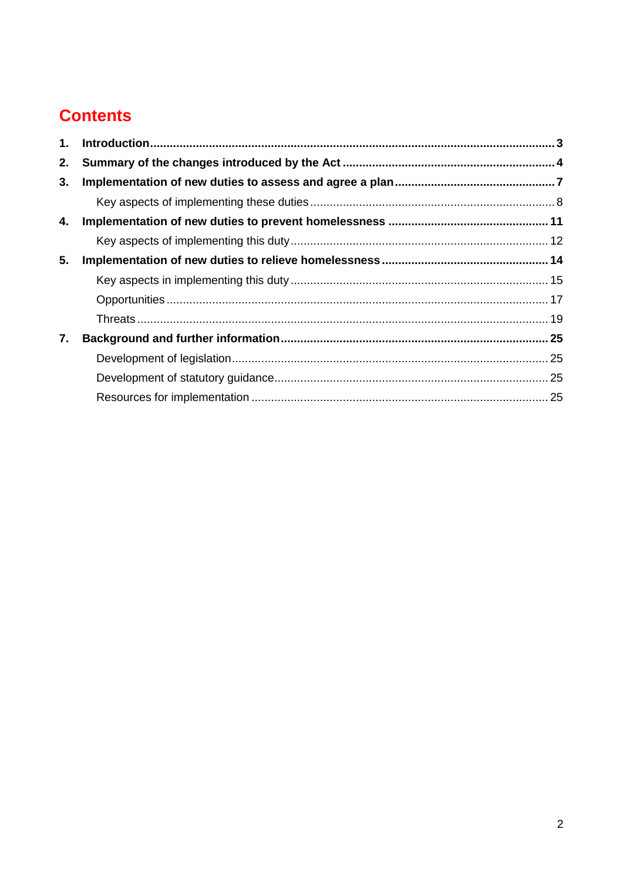# Contents

1. **Introduction** 3
2. **Summary of the changes introduced by the Act** 4
3. **Implementation of new duties to assess and agree a plan** 7
   - Key aspects of implementing these duties 8
4. **Implementation of new duties to prevent homelessness** 11
   - Key aspects of implementing this duty 12
5. **Implementation of new duties to relieve homelessness** 14
   - Key aspects in implementing this duty 15
   - Opportunities 17
   - Threats 19
7. **Background and further information** 25
   - Development of legislation 25
   - Development of statutory guidance 25
   - Resources for implementation 25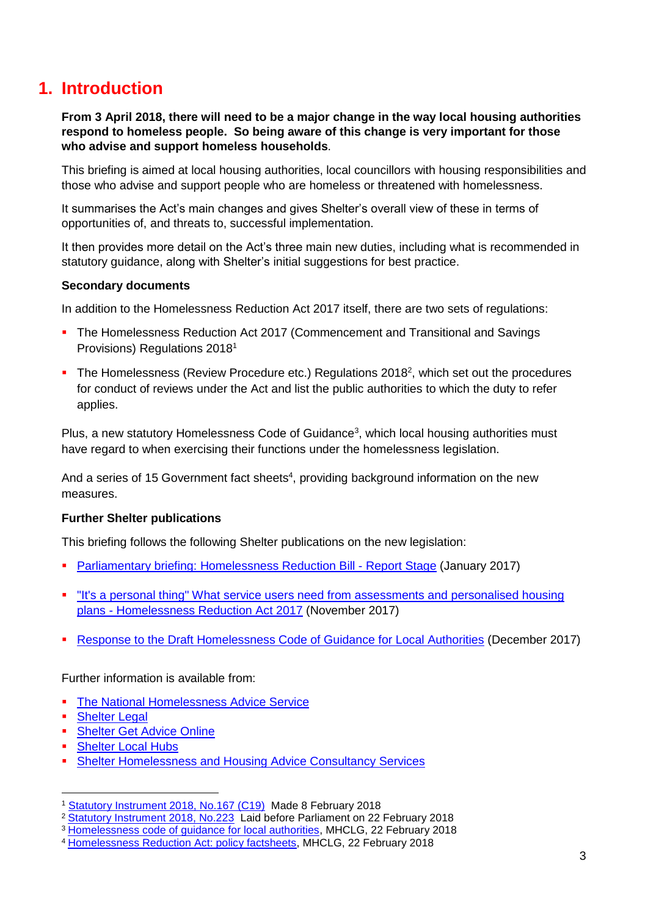# 1. Introduction

**From 3 April 2018, there will need to be a major change in the way local housing authorities respond to homeless people. So being aware of this change is very important for those who advise and support homeless households**.

This briefing is aimed at local housing authorities, local councillors with housing responsibilities and those who advise and support people who are homeless or threatened with homelessness.

It summarises the Act's main changes and gives Shelter's overall view of these in terms of opportunities of, and threats to, successful implementation.

It then provides more detail on the Act's three main new duties, including what is recommended in statutory guidance, along with Shelter's initial suggestions for best practice.

**Secondary documents**

In addition to the Homelessness Reduction Act 2017 itself, there are two sets of regulations:

- The Homelessness Reduction Act 2017 (Commencement and Transitional and Savings Provisions) Regulations 2018[1]
- The Homelessness (Review Procedure etc.) Regulations 2018[2], which set out the procedures for conduct of reviews under the Act and list the public authorities to which the duty to refer applies.

Plus, a new statutory Homelessness Code of Guidance[3], which local housing authorities must have regard to when exercising their functions under the homelessness legislation.

And a series of 15 Government fact sheets[4], providing background information on the new measures.

**Further Shelter publications**

This briefing follows the following Shelter publications on the new legislation:

- Parliamentary briefing: Homelessness Reduction Bill - Report Stage (January 2017)
- "It's a personal thing" What service users need from assessments and personalised housing plans - Homelessness Reduction Act 2017 (November 2017)
- Response to the Draft Homelessness Code of Guidance for Local Authorities (December 2017)

Further information is available from:

- The National Homelessness Advice Service
- Shelter Legal
- Shelter Get Advice Online
- Shelter Local Hubs
- Shelter Homelessness and Housing Advice Consultancy Services

---

[1] Statutory Instrument 2018, No.167 (C19) Made 8 February 2018
[2] Statutory Instrument 2018, No.223 Laid before Parliament on 22 February 2018
[3] Homelessness code of guidance for local authorities, MHCLG, 22 February 2018
[4] Homelessness Reduction Act: policy factsheets, MHCLG, 22 February 2018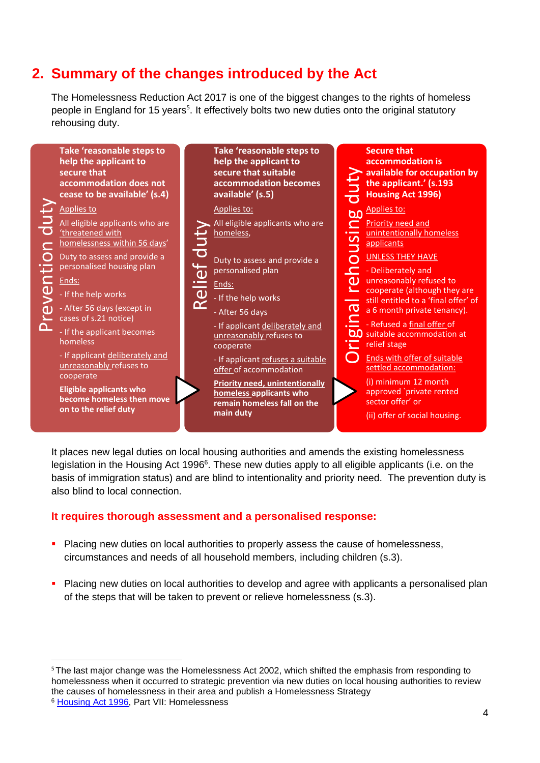## 2. Summary of the changes introduced by the Act

The Homelessness Reduction Act 2017 is one of the biggest changes to the rights of homeless people in England for 15 years[5]. It effectively bolts two new duties onto the original statutory rehousing duty.

**Prevention duty**

**Take 'reasonable steps to help the applicant to secure that accommodation does not cease to be available' (s.4)**

Applies to

All eligible applicants who are 'threatened with homelessness within 56 days'

Duty to assess and provide a personalised housing plan

Ends:

- If the help works
- After 56 days (except in cases of s.21 notice)
- If the applicant becomes homeless
- If applicant deliberately and unreasonably refuses to cooperate

**Eligible applicants who become homeless then move on to the relief duty**

**Relief duty**

**Take 'reasonable steps to help the applicant to secure that suitable accommodation becomes available' (s.5)**

Applies to:

All eligible applicants who are homeless,

Duty to assess and provide a personalised plan

Ends:

- If the help works
- After 56 days
- If applicant deliberately and unreasonably refuses to cooperate
- If applicant refuses a suitable offer of accommodation

**Priority need, unintentionally homeless applicants who remain homeless fall on the main duty**

**Original rehousing duty**

**Secure that accommodation is available for occupation by the applicant.' (s.193 Housing Act 1996)**

Applies to:

Priority need and unintentionally homeless applicants

UNLESS THEY HAVE

- Deliberately and unreasonably refused to cooperate (although they are still entitled to a 'final offer' of a 6 month private tenancy).
- Refused a final offer of suitable accommodation at relief stage

Ends with offer of suitable settled accommodation:

(i) minimum 12 month approved `private rented sector offer' or

(ii) offer of social housing.

It places new legal duties on local housing authorities and amends the existing homelessness legislation in the Housing Act 1996[6]. These new duties apply to all eligible applicants (i.e. on the basis of immigration status) and are blind to intentionality and priority need. The prevention duty is also blind to local connection.

### It requires thorough assessment and a personalised response:

- Placing new duties on local authorities to properly assess the cause of homelessness, circumstances and needs of all household members, including children (s.3).
- Placing new duties on local authorities to develop and agree with applicants a personalised plan of the steps that will be taken to prevent or relieve homelessness (s.3).

[5] The last major change was the Homelessness Act 2002, which shifted the emphasis from responding to homelessness when it occurred to strategic prevention via new duties on local housing authorities to review the causes of homelessness in their area and publish a Homelessness Strategy

[6] Housing Act 1996, Part VII: Homelessness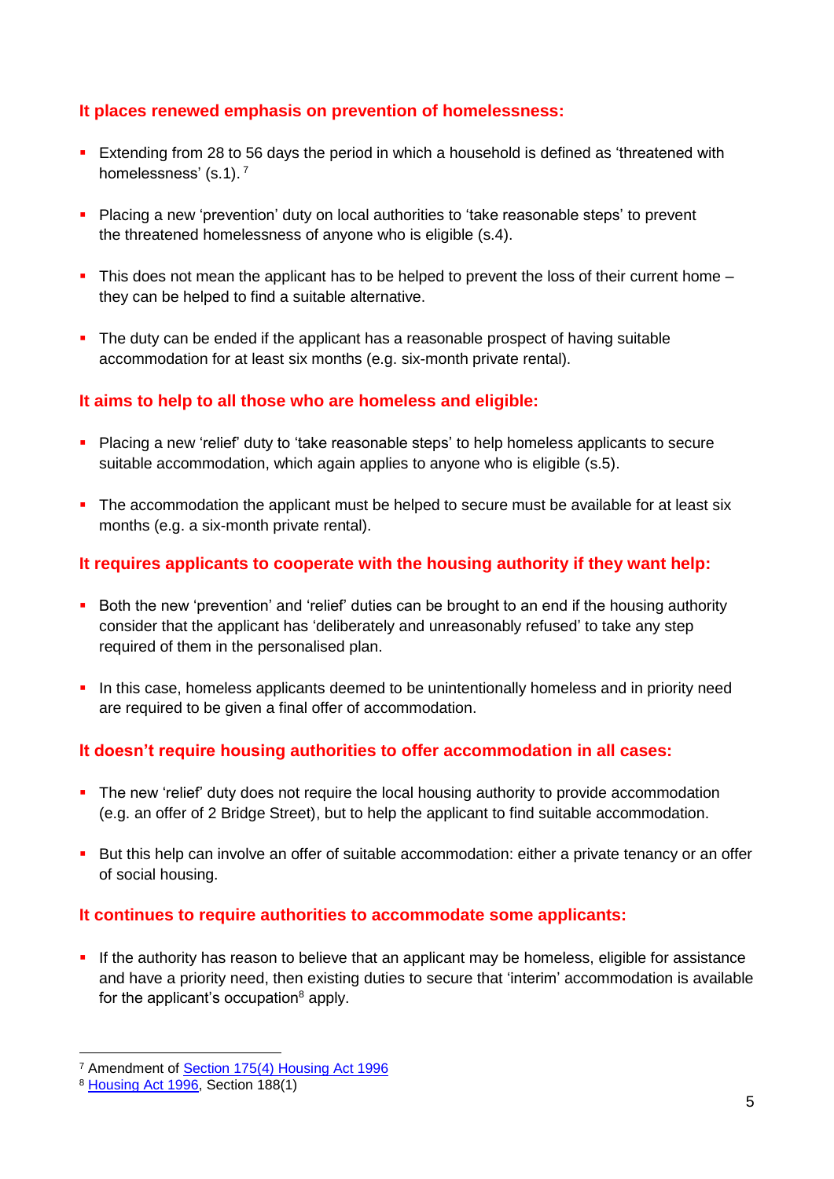### It places renewed emphasis on prevention of homelessness:

- Extending from 28 to 56 days the period in which a household is defined as 'threatened with homelessness' (s.1). [7]
- Placing a new 'prevention' duty on local authorities to 'take reasonable steps' to prevent the threatened homelessness of anyone who is eligible (s.4).
- This does not mean the applicant has to be helped to prevent the loss of their current home – they can be helped to find a suitable alternative.
- The duty can be ended if the applicant has a reasonable prospect of having suitable accommodation for at least six months (e.g. six-month private rental).

### It aims to help to all those who are homeless and eligible:

- Placing a new 'relief' duty to 'take reasonable steps' to help homeless applicants to secure suitable accommodation, which again applies to anyone who is eligible (s.5).
- The accommodation the applicant must be helped to secure must be available for at least six months (e.g. a six-month private rental).

### It requires applicants to cooperate with the housing authority if they want help:

- Both the new 'prevention' and 'relief' duties can be brought to an end if the housing authority consider that the applicant has 'deliberately and unreasonably refused' to take any step required of them in the personalised plan.
- In this case, homeless applicants deemed to be unintentionally homeless and in priority need are required to be given a final offer of accommodation.

### It doesn't require housing authorities to offer accommodation in all cases:

- The new 'relief' duty does not require the local housing authority to provide accommodation (e.g. an offer of 2 Bridge Street), but to help the applicant to find suitable accommodation.
- But this help can involve an offer of suitable accommodation: either a private tenancy or an offer of social housing.

### It continues to require authorities to accommodate some applicants:

- If the authority has reason to believe that an applicant may be homeless, eligible for assistance and have a priority need, then existing duties to secure that 'interim' accommodation is available for the applicant's occupation[8] apply.

---

[7] Amendment of Section 175(4) Housing Act 1996

[8] Housing Act 1996, Section 188(1)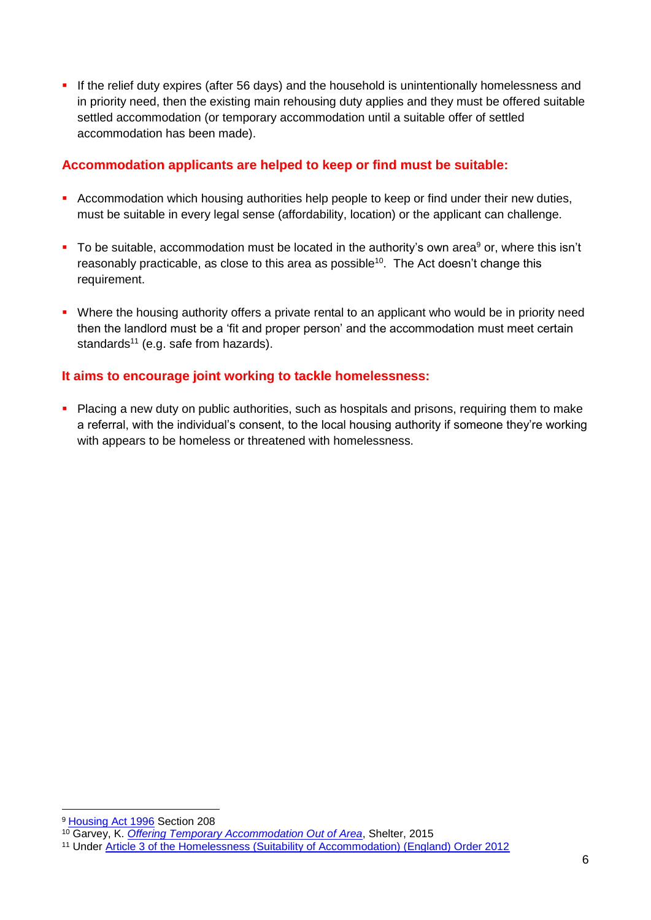- If the relief duty expires (after 56 days) and the household is unintentionally homelessness and in priority need, then the existing main rehousing duty applies and they must be offered suitable settled accommodation (or temporary accommodation until a suitable offer of settled accommodation has been made).

## Accommodation applicants are helped to keep or find must be suitable:

- Accommodation which housing authorities help people to keep or find under their new duties, must be suitable in every legal sense (affordability, location) or the applicant can challenge.

- To be suitable, accommodation must be located in the authority's own area[9] or, where this isn't reasonably practicable, as close to this area as possible[10]. The Act doesn't change this requirement.

- Where the housing authority offers a private rental to an applicant who would be in priority need then the landlord must be a 'fit and proper person' and the accommodation must meet certain standards[11] (e.g. safe from hazards).

## It aims to encourage joint working to tackle homelessness:

- Placing a new duty on public authorities, such as hospitals and prisons, requiring them to make a referral, with the individual's consent, to the local housing authority if someone they're working with appears to be homeless or threatened with homelessness.

---

[9] Housing Act 1996 Section 208

[10] Garvey, K. *Offering Temporary Accommodation Out of Area*, Shelter, 2015

[11] Under Article 3 of the Homelessness (Suitability of Accommodation) (England) Order 2012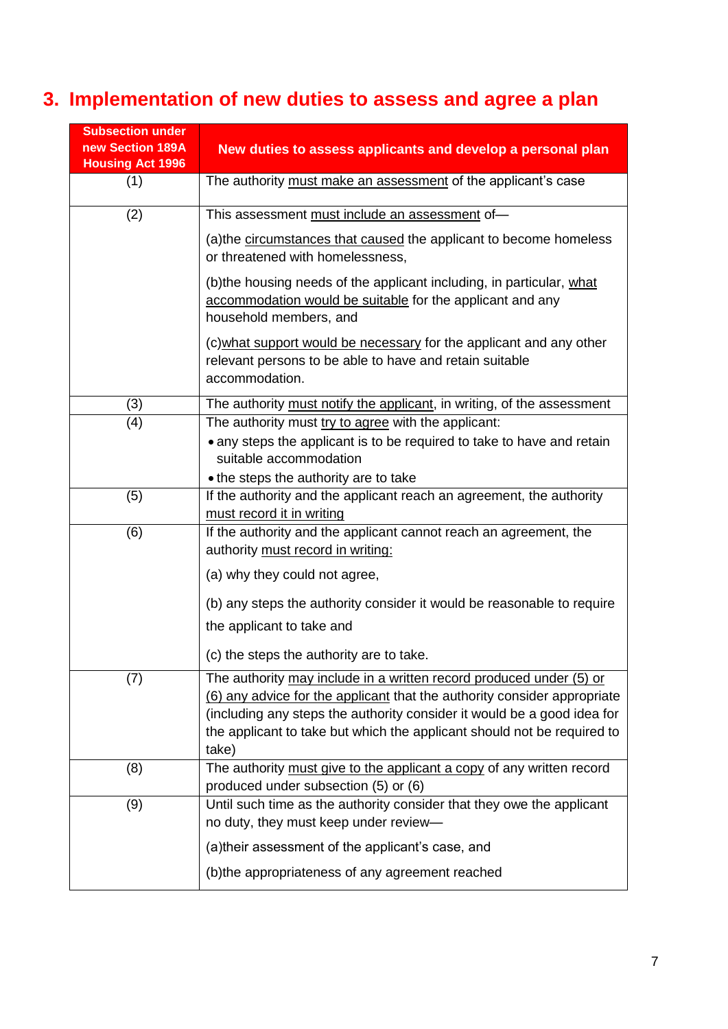## 3. Implementation of new duties to assess and agree a plan

| Subsection under new Section 189A Housing Act 1996 | New duties to assess applicants and develop a personal plan |
|---|---|
| (1) | The authority must make an assessment of the applicant's case |
| (2) | This assessment must include an assessment of—<br><br>(a)the circumstances that caused the applicant to become homeless or threatened with homelessness,<br><br>(b)the housing needs of the applicant including, in particular, what accommodation would be suitable for the applicant and any household members, and<br><br>(c)what support would be necessary for the applicant and any other relevant persons to be able to have and retain suitable accommodation. |
| (3) | The authority must notify the applicant, in writing, of the assessment |
| (4) | The authority must try to agree with the applicant:<br>• any steps the applicant is to be required to take to have and retain suitable accommodation<br>• the steps the authority are to take |
| (5) | If the authority and the applicant reach an agreement, the authority must record it in writing |
| (6) | If the authority and the applicant cannot reach an agreement, the authority must record in writing:<br><br>(a) why they could not agree,<br><br>(b) any steps the authority consider it would be reasonable to require the applicant to take and<br><br>(c) the steps the authority are to take. |
| (7) | The authority may include in a written record produced under (5) or (6) any advice for the applicant that the authority consider appropriate (including any steps the authority consider it would be a good idea for the applicant to take but which the applicant should not be required to take) |
| (8) | The authority must give to the applicant a copy of any written record produced under subsection (5) or (6) |
| (9) | Until such time as the authority consider that they owe the applicant no duty, they must keep under review—<br><br>(a)their assessment of the applicant's case, and<br><br>(b)the appropriateness of any agreement reached |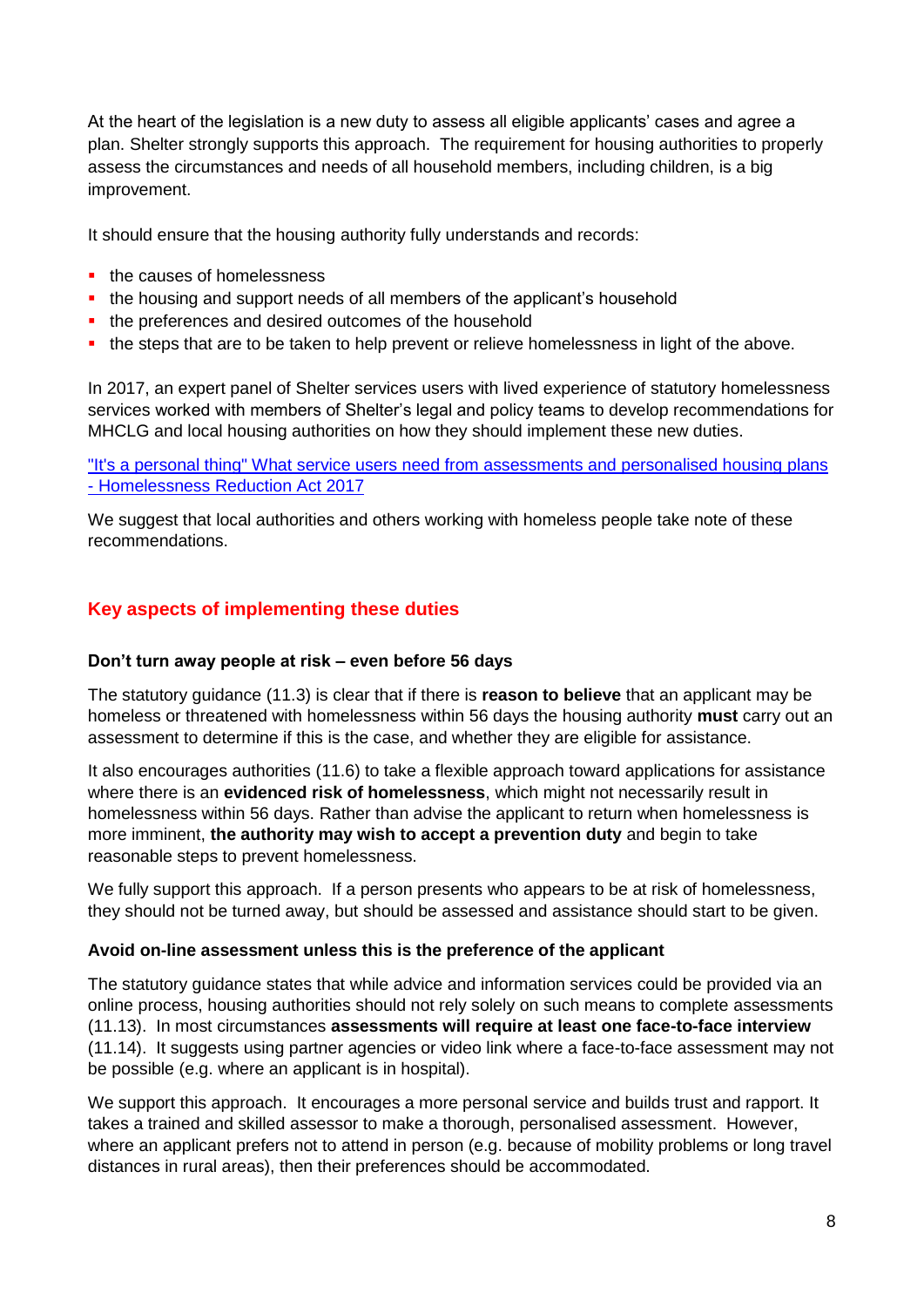At the heart of the legislation is a new duty to assess all eligible applicants' cases and agree a plan. Shelter strongly supports this approach. The requirement for housing authorities to properly assess the circumstances and needs of all household members, including children, is a big improvement.

It should ensure that the housing authority fully understands and records:

- the causes of homelessness
- the housing and support needs of all members of the applicant's household
- the preferences and desired outcomes of the household
- the steps that are to be taken to help prevent or relieve homelessness in light of the above.

In 2017, an expert panel of Shelter services users with lived experience of statutory homelessness services worked with members of Shelter's legal and policy teams to develop recommendations for MHCLG and local housing authorities on how they should implement these new duties.

"It's a personal thing" What service users need from assessments and personalised housing plans - Homelessness Reduction Act 2017

We suggest that local authorities and others working with homeless people take note of these recommendations.

## Key aspects of implementing these duties

### Don't turn away people at risk – even before 56 days

The statutory guidance (11.3) is clear that if there is **reason to believe** that an applicant may be homeless or threatened with homelessness within 56 days the housing authority **must** carry out an assessment to determine if this is the case, and whether they are eligible for assistance.

It also encourages authorities (11.6) to take a flexible approach toward applications for assistance where there is an **evidenced risk of homelessness**, which might not necessarily result in homelessness within 56 days. Rather than advise the applicant to return when homelessness is more imminent, **the authority may wish to accept a prevention duty** and begin to take reasonable steps to prevent homelessness.

We fully support this approach. If a person presents who appears to be at risk of homelessness, they should not be turned away, but should be assessed and assistance should start to be given.

### Avoid on-line assessment unless this is the preference of the applicant

The statutory guidance states that while advice and information services could be provided via an online process, housing authorities should not rely solely on such means to complete assessments (11.13). In most circumstances **assessments will require at least one face-to-face interview** (11.14). It suggests using partner agencies or video link where a face-to-face assessment may not be possible (e.g. where an applicant is in hospital).

We support this approach. It encourages a more personal service and builds trust and rapport. It takes a trained and skilled assessor to make a thorough, personalised assessment. However, where an applicant prefers not to attend in person (e.g. because of mobility problems or long travel distances in rural areas), then their preferences should be accommodated.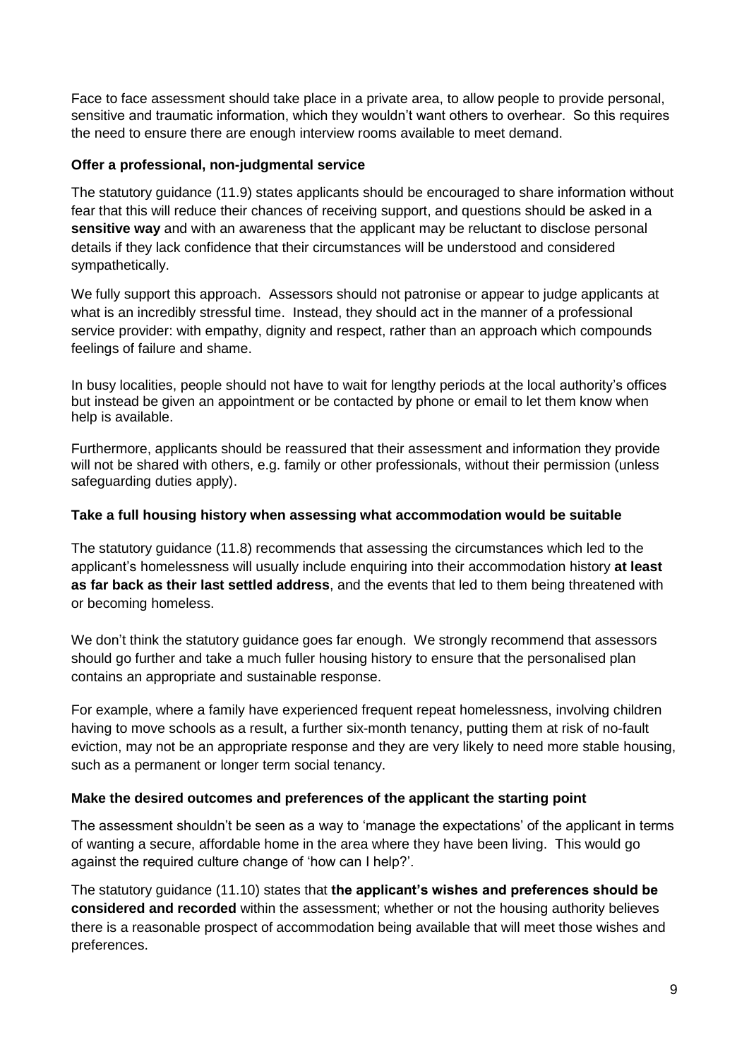Face to face assessment should take place in a private area, to allow people to provide personal, sensitive and traumatic information, which they wouldn't want others to overhear. So this requires the need to ensure there are enough interview rooms available to meet demand.

**Offer a professional, non-judgmental service**

The statutory guidance (11.9) states applicants should be encouraged to share information without fear that this will reduce their chances of receiving support, and questions should be asked in a **sensitive way** and with an awareness that the applicant may be reluctant to disclose personal details if they lack confidence that their circumstances will be understood and considered sympathetically.

We fully support this approach. Assessors should not patronise or appear to judge applicants at what is an incredibly stressful time. Instead, they should act in the manner of a professional service provider: with empathy, dignity and respect, rather than an approach which compounds feelings of failure and shame.

In busy localities, people should not have to wait for lengthy periods at the local authority's offices but instead be given an appointment or be contacted by phone or email to let them know when help is available.

Furthermore, applicants should be reassured that their assessment and information they provide will not be shared with others, e.g. family or other professionals, without their permission (unless safeguarding duties apply).

**Take a full housing history when assessing what accommodation would be suitable**

The statutory guidance (11.8) recommends that assessing the circumstances which led to the applicant's homelessness will usually include enquiring into their accommodation history **at least as far back as their last settled address**, and the events that led to them being threatened with or becoming homeless.

We don't think the statutory guidance goes far enough. We strongly recommend that assessors should go further and take a much fuller housing history to ensure that the personalised plan contains an appropriate and sustainable response.

For example, where a family have experienced frequent repeat homelessness, involving children having to move schools as a result, a further six-month tenancy, putting them at risk of no-fault eviction, may not be an appropriate response and they are very likely to need more stable housing, such as a permanent or longer term social tenancy.

**Make the desired outcomes and preferences of the applicant the starting point**

The assessment shouldn't be seen as a way to 'manage the expectations' of the applicant in terms of wanting a secure, affordable home in the area where they have been living. This would go against the required culture change of 'how can I help?'.

The statutory guidance (11.10) states that **the applicant's wishes and preferences should be considered and recorded** within the assessment; whether or not the housing authority believes there is a reasonable prospect of accommodation being available that will meet those wishes and preferences.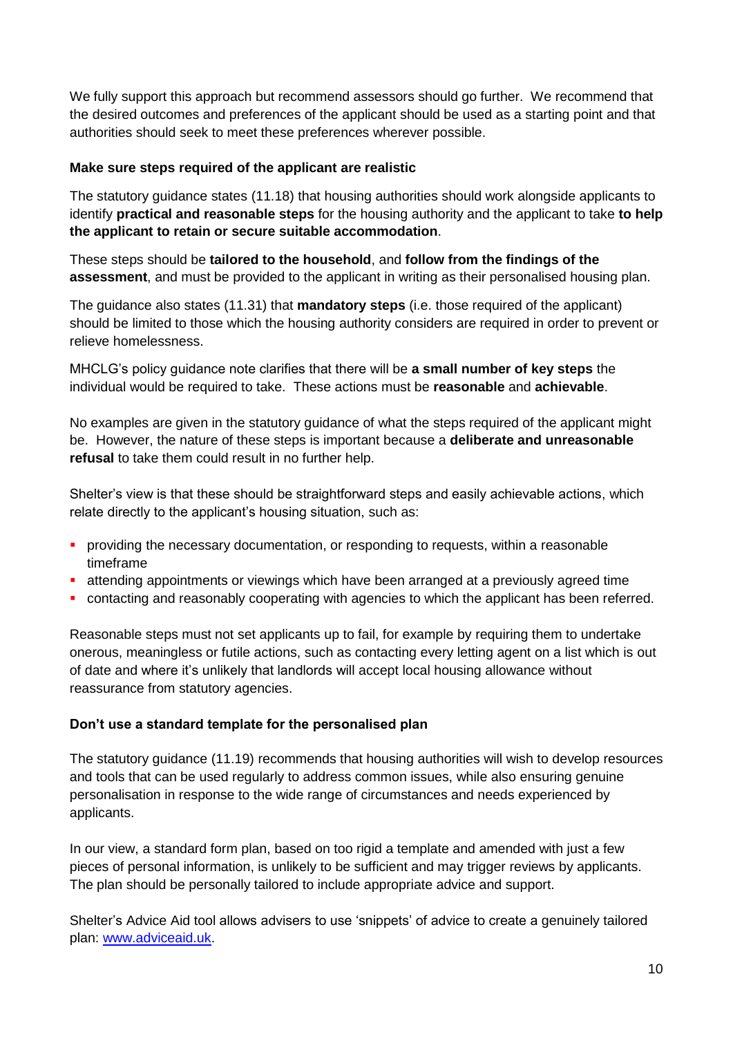We fully support this approach but recommend assessors should go further. We recommend that the desired outcomes and preferences of the applicant should be used as a starting point and that authorities should seek to meet these preferences wherever possible.

**Make sure steps required of the applicant are realistic**

The statutory guidance states (11.18) that housing authorities should work alongside applicants to identify **practical and reasonable steps** for the housing authority and the applicant to take **to help the applicant to retain or secure suitable accommodation**.

These steps should be **tailored to the household**, and **follow from the findings of the assessment**, and must be provided to the applicant in writing as their personalised housing plan.

The guidance also states (11.31) that **mandatory steps** (i.e. those required of the applicant) should be limited to those which the housing authority considers are required in order to prevent or relieve homelessness.

MHCLG's policy guidance note clarifies that there will be **a small number of key steps** the individual would be required to take. These actions must be **reasonable** and **achievable**.

No examples are given in the statutory guidance of what the steps required of the applicant might be. However, the nature of these steps is important because a **deliberate and unreasonable refusal** to take them could result in no further help.

Shelter's view is that these should be straightforward steps and easily achievable actions, which relate directly to the applicant's housing situation, such as:

- providing the necessary documentation, or responding to requests, within a reasonable timeframe
- attending appointments or viewings which have been arranged at a previously agreed time
- contacting and reasonably cooperating with agencies to which the applicant has been referred.

Reasonable steps must not set applicants up to fail, for example by requiring them to undertake onerous, meaningless or futile actions, such as contacting every letting agent on a list which is out of date and where it's unlikely that landlords will accept local housing allowance without reassurance from statutory agencies.

**Don't use a standard template for the personalised plan**

The statutory guidance (11.19) recommends that housing authorities will wish to develop resources and tools that can be used regularly to address common issues, while also ensuring genuine personalisation in response to the wide range of circumstances and needs experienced by applicants.

In our view, a standard form plan, based on too rigid a template and amended with just a few pieces of personal information, is unlikely to be sufficient and may trigger reviews by applicants. The plan should be personally tailored to include appropriate advice and support.

Shelter's Advice Aid tool allows advisers to use 'snippets' of advice to create a genuinely tailored plan: [www.adviceaid.uk](http://www.adviceaid.uk).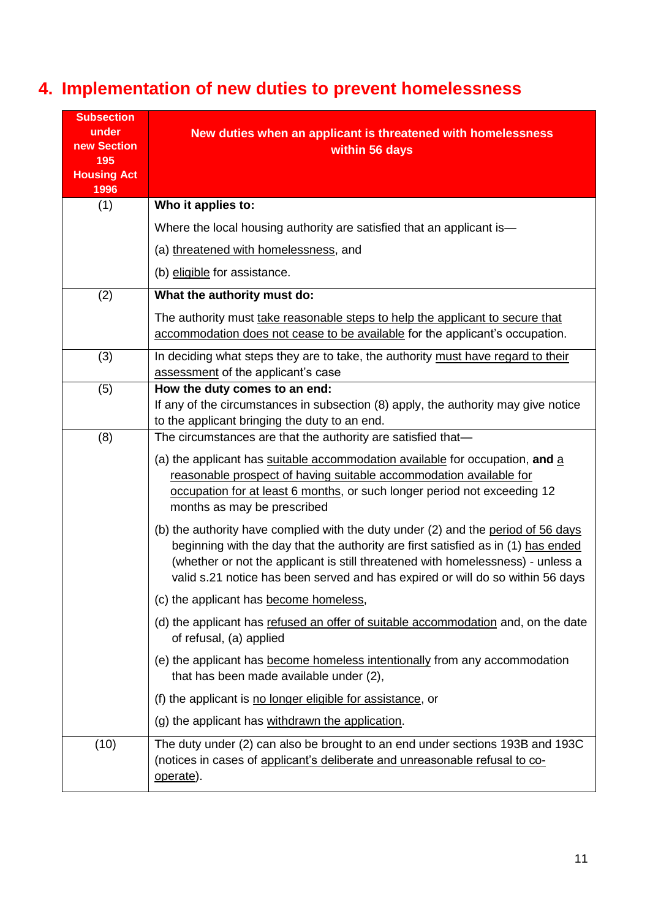## 4. Implementation of new duties to prevent homelessness

| Subsection under new Section 195 Housing Act 1996 | New duties when an applicant is threatened with homelessness within 56 days |
|---|---|
| (1) | **Who it applies to:**<br>Where the local housing authority are satisfied that an applicant is—<br>(a) threatened with homelessness, and<br>(b) eligible for assistance. |
| (2) | **What the authority must do:**<br>The authority must take reasonable steps to help the applicant to secure that accommodation does not cease to be available for the applicant's occupation. |
| (3) | In deciding what steps they are to take, the authority must have regard to their assessment of the applicant's case |
| (5) | **How the duty comes to an end:**<br>If any of the circumstances in subsection (8) apply, the authority may give notice to the applicant bringing the duty to an end. |
| (8) | The circumstances are that the authority are satisfied that—<br>(a) the applicant has suitable accommodation available for occupation, **and** a reasonable prospect of having suitable accommodation available for occupation for at least 6 months, or such longer period not exceeding 12 months as may be prescribed<br>(b) the authority have complied with the duty under (2) and the period of 56 days beginning with the day that the authority are first satisfied as in (1) has ended (whether or not the applicant is still threatened with homelessness) - unless a valid s.21 notice has been served and has expired or will do so within 56 days<br>(c) the applicant has become homeless,<br>(d) the applicant has refused an offer of suitable accommodation and, on the date of refusal, (a) applied<br>(e) the applicant has become homeless intentionally from any accommodation that has been made available under (2),<br>(f) the applicant is no longer eligible for assistance, or<br>(g) the applicant has withdrawn the application. |
| (10) | The duty under (2) can also be brought to an end under sections 193B and 193C (notices in cases of applicant's deliberate and unreasonable refusal to co-operate). |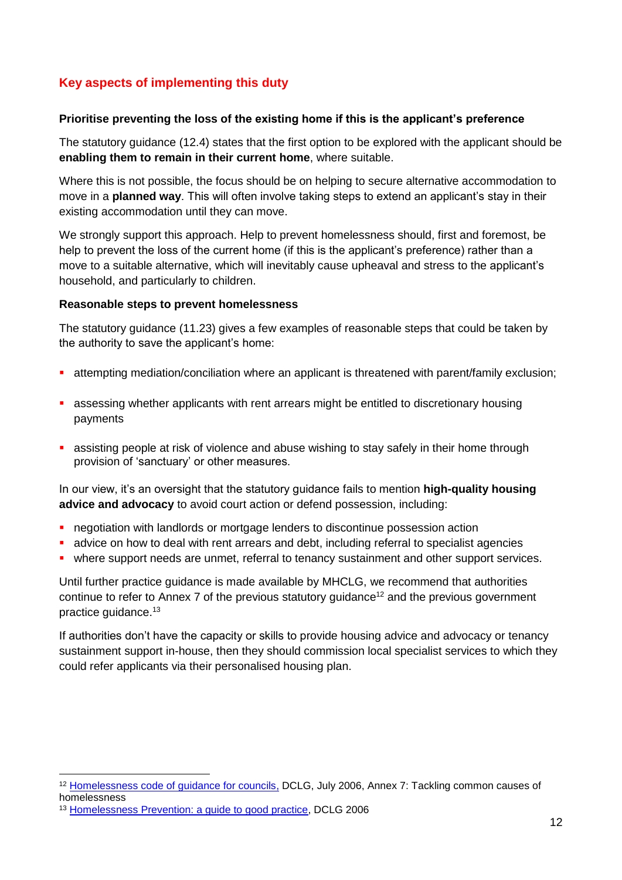## Key aspects of implementing this duty

**Prioritise preventing the loss of the existing home if this is the applicant's preference**

The statutory guidance (12.4) states that the first option to be explored with the applicant should be **enabling them to remain in their current home**, where suitable.

Where this is not possible, the focus should be on helping to secure alternative accommodation to move in a **planned way**. This will often involve taking steps to extend an applicant's stay in their existing accommodation until they can move.

We strongly support this approach. Help to prevent homelessness should, first and foremost, be help to prevent the loss of the current home (if this is the applicant's preference) rather than a move to a suitable alternative, which will inevitably cause upheaval and stress to the applicant's household, and particularly to children.

**Reasonable steps to prevent homelessness**

The statutory guidance (11.23) gives a few examples of reasonable steps that could be taken by the authority to save the applicant's home:

- attempting mediation/conciliation where an applicant is threatened with parent/family exclusion;
- assessing whether applicants with rent arrears might be entitled to discretionary housing payments
- assisting people at risk of violence and abuse wishing to stay safely in their home through provision of 'sanctuary' or other measures.

In our view, it's an oversight that the statutory guidance fails to mention **high-quality housing advice and advocacy** to avoid court action or defend possession, including:

- negotiation with landlords or mortgage lenders to discontinue possession action
- advice on how to deal with rent arrears and debt, including referral to specialist agencies
- where support needs are unmet, referral to tenancy sustainment and other support services.

Until further practice guidance is made available by MHCLG, we recommend that authorities continue to refer to Annex 7 of the previous statutory guidance[12] and the previous government practice guidance.[13]

If authorities don't have the capacity or skills to provide housing advice and advocacy or tenancy sustainment support in-house, then they should commission local specialist services to which they could refer applicants via their personalised housing plan.

---

[12] Homelessness code of guidance for councils, DCLG, July 2006, Annex 7: Tackling common causes of homelessness

[13] Homelessness Prevention: a guide to good practice, DCLG 2006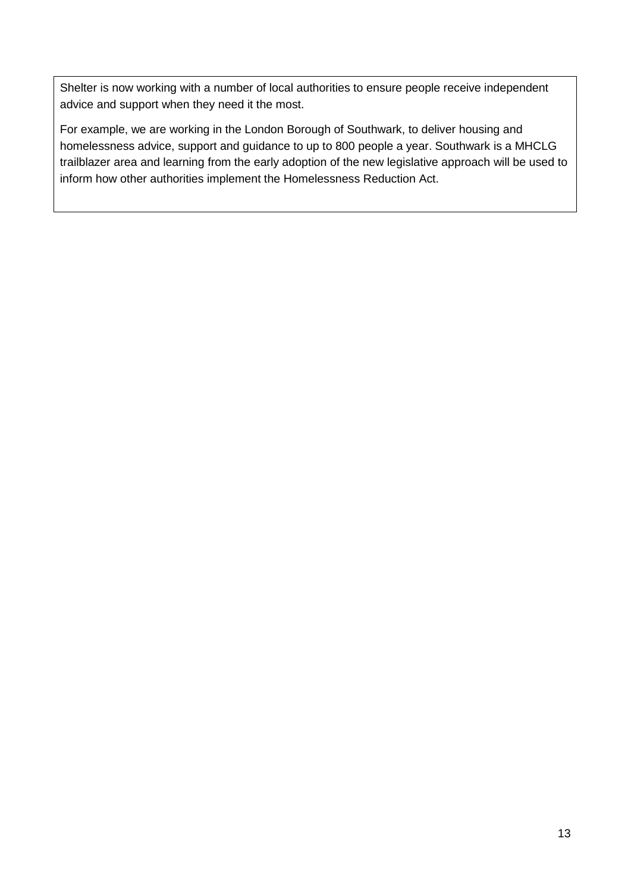Shelter is now working with a number of local authorities to ensure people receive independent advice and support when they need it the most.

For example, we are working in the London Borough of Southwark, to deliver housing and homelessness advice, support and guidance to up to 800 people a year. Southwark is a MHCLG trailblazer area and learning from the early adoption of the new legislative approach will be used to inform how other authorities implement the Homelessness Reduction Act.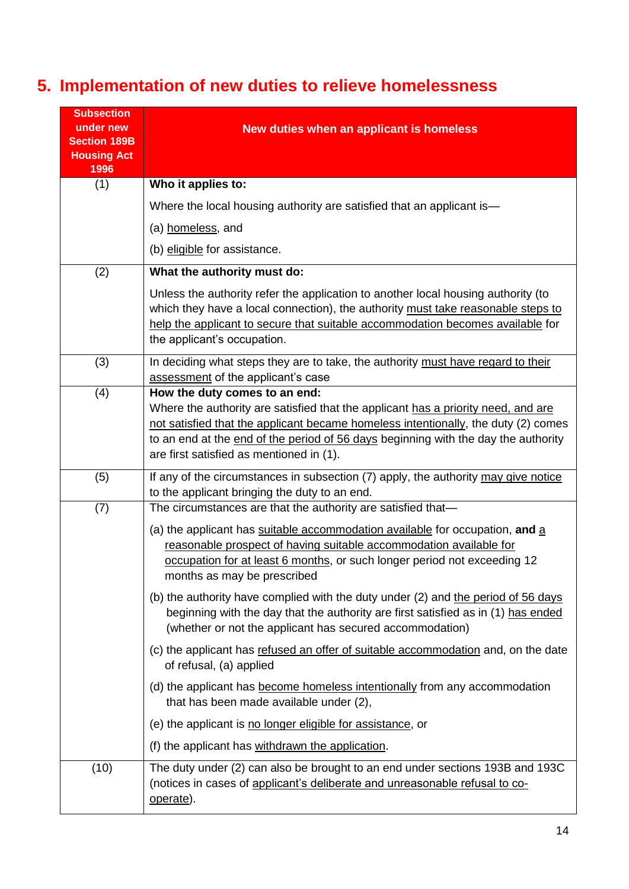## 5. Implementation of new duties to relieve homelessness

| Subsection under new Section 189B Housing Act 1996 | New duties when an applicant is homeless |
|---|---|
| (1) | **Who it applies to:**<br><br>Where the local housing authority are satisfied that an applicant is—<br><br>(a) homeless, and<br><br>(b) eligible for assistance. |
| (2) | **What the authority must do:**<br><br>Unless the authority refer the application to another local housing authority (to which they have a local connection), the authority must take reasonable steps to help the applicant to secure that suitable accommodation becomes available for the applicant's occupation. |
| (3) | In deciding what steps they are to take, the authority must have regard to their assessment of the applicant's case |
| (4) | **How the duty comes to an end:**<br>Where the authority are satisfied that the applicant has a priority need, and are not satisfied that the applicant became homeless intentionally, the duty (2) comes to an end at the end of the period of 56 days beginning with the day the authority are first satisfied as mentioned in (1). |
| (5) | If any of the circumstances in subsection (7) apply, the authority may give notice to the applicant bringing the duty to an end. |
| (7) | The circumstances are that the authority are satisfied that—<br><br>(a) the applicant has suitable accommodation available for occupation, **and** a reasonable prospect of having suitable accommodation available for occupation for at least 6 months, or such longer period not exceeding 12 months as may be prescribed<br><br>(b) the authority have complied with the duty under (2) and the period of 56 days beginning with the day that the authority are first satisfied as in (1) has ended (whether or not the applicant has secured accommodation)<br><br>(c) the applicant has refused an offer of suitable accommodation and, on the date of refusal, (a) applied<br><br>(d) the applicant has become homeless intentionally from any accommodation that has been made available under (2),<br><br>(e) the applicant is no longer eligible for assistance, or<br><br>(f) the applicant has withdrawn the application. |
| (10) | The duty under (2) can also be brought to an end under sections 193B and 193C (notices in cases of applicant's deliberate and unreasonable refusal to co-operate). |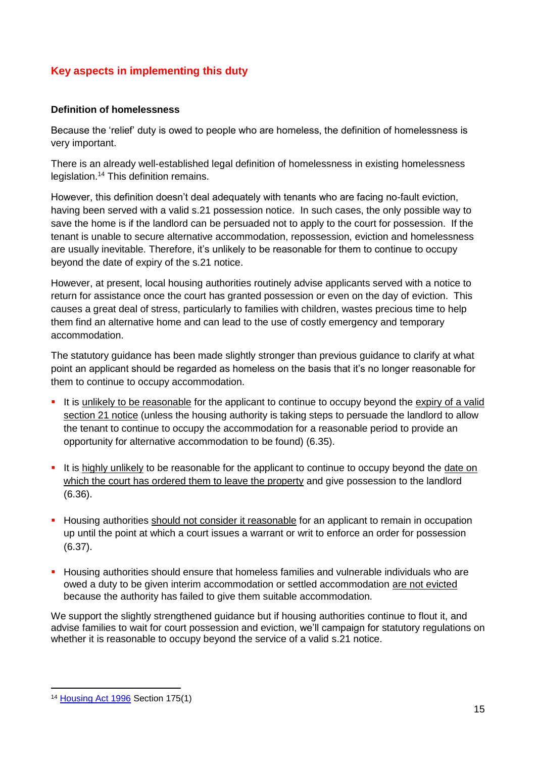## Key aspects in implementing this duty

**Definition of homelessness**

Because the 'relief' duty is owed to people who are homeless, the definition of homelessness is very important.

There is an already well-established legal definition of homelessness in existing homelessness legislation.[14] This definition remains.

However, this definition doesn't deal adequately with tenants who are facing no-fault eviction, having been served with a valid s.21 possession notice. In such cases, the only possible way to save the home is if the landlord can be persuaded not to apply to the court for possession. If the tenant is unable to secure alternative accommodation, repossession, eviction and homelessness are usually inevitable. Therefore, it's unlikely to be reasonable for them to continue to occupy beyond the date of expiry of the s.21 notice.

However, at present, local housing authorities routinely advise applicants served with a notice to return for assistance once the court has granted possession or even on the day of eviction. This causes a great deal of stress, particularly to families with children, wastes precious time to help them find an alternative home and can lead to the use of costly emergency and temporary accommodation.

The statutory guidance has been made slightly stronger than previous guidance to clarify at what point an applicant should be regarded as homeless on the basis that it's no longer reasonable for them to continue to occupy accommodation.

- It is unlikely to be reasonable for the applicant to continue to occupy beyond the expiry of a valid section 21 notice (unless the housing authority is taking steps to persuade the landlord to allow the tenant to continue to occupy the accommodation for a reasonable period to provide an opportunity for alternative accommodation to be found) (6.35).
- It is highly unlikely to be reasonable for the applicant to continue to occupy beyond the date on which the court has ordered them to leave the property and give possession to the landlord (6.36).
- Housing authorities should not consider it reasonable for an applicant to remain in occupation up until the point at which a court issues a warrant or writ to enforce an order for possession (6.37).
- Housing authorities should ensure that homeless families and vulnerable individuals who are owed a duty to be given interim accommodation or settled accommodation are not evicted because the authority has failed to give them suitable accommodation.

We support the slightly strengthened guidance but if housing authorities continue to flout it, and advise families to wait for court possession and eviction, we'll campaign for statutory regulations on whether it is reasonable to occupy beyond the service of a valid s.21 notice.

---

[14] Housing Act 1996 Section 175(1)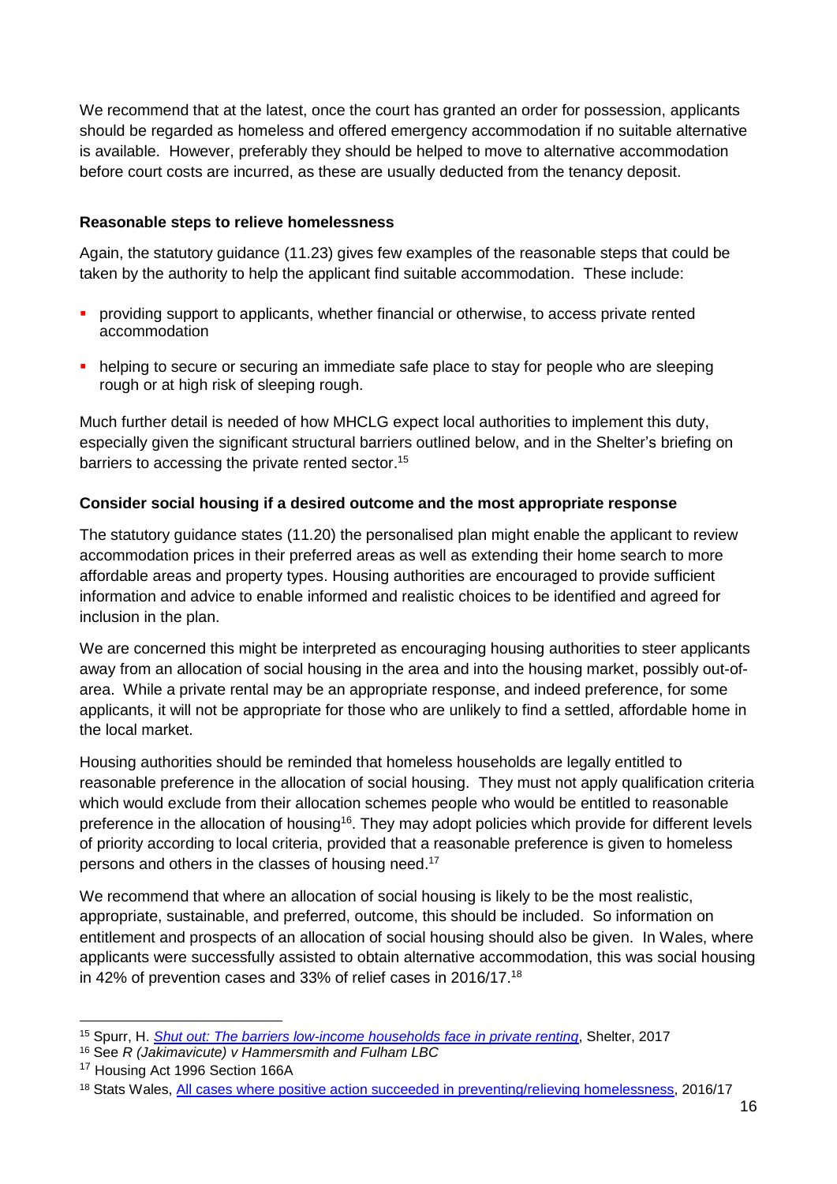We recommend that at the latest, once the court has granted an order for possession, applicants should be regarded as homeless and offered emergency accommodation if no suitable alternative is available. However, preferably they should be helped to move to alternative accommodation before court costs are incurred, as these are usually deducted from the tenancy deposit.

**Reasonable steps to relieve homelessness**

Again, the statutory guidance (11.23) gives few examples of the reasonable steps that could be taken by the authority to help the applicant find suitable accommodation. These include:

- providing support to applicants, whether financial or otherwise, to access private rented accommodation
- helping to secure or securing an immediate safe place to stay for people who are sleeping rough or at high risk of sleeping rough.

Much further detail is needed of how MHCLG expect local authorities to implement this duty, especially given the significant structural barriers outlined below, and in the Shelter's briefing on barriers to accessing the private rented sector.[15]

**Consider social housing if a desired outcome and the most appropriate response**

The statutory guidance states (11.20) the personalised plan might enable the applicant to review accommodation prices in their preferred areas as well as extending their home search to more affordable areas and property types. Housing authorities are encouraged to provide sufficient information and advice to enable informed and realistic choices to be identified and agreed for inclusion in the plan.

We are concerned this might be interpreted as encouraging housing authorities to steer applicants away from an allocation of social housing in the area and into the housing market, possibly out-of-area. While a private rental may be an appropriate response, and indeed preference, for some applicants, it will not be appropriate for those who are unlikely to find a settled, affordable home in the local market.

Housing authorities should be reminded that homeless households are legally entitled to reasonable preference in the allocation of social housing. They must not apply qualification criteria which would exclude from their allocation schemes people who would be entitled to reasonable preference in the allocation of housing[16]. They may adopt policies which provide for different levels of priority according to local criteria, provided that a reasonable preference is given to homeless persons and others in the classes of housing need.[17]

We recommend that where an allocation of social housing is likely to be the most realistic, appropriate, sustainable, and preferred, outcome, this should be included. So information on entitlement and prospects of an allocation of social housing should also be given. In Wales, where applicants were successfully assisted to obtain alternative accommodation, this was social housing in 42% of prevention cases and 33% of relief cases in 2016/17.[18]

---

[15] Spurr, H. *Shut out: The barriers low-income households face in private renting*, Shelter, 2017

[16] See *R (Jakimavicute) v Hammersmith and Fulham LBC*

[17] Housing Act 1996 Section 166A

[18] Stats Wales, All cases where positive action succeeded in preventing/relieving homelessness, 2016/17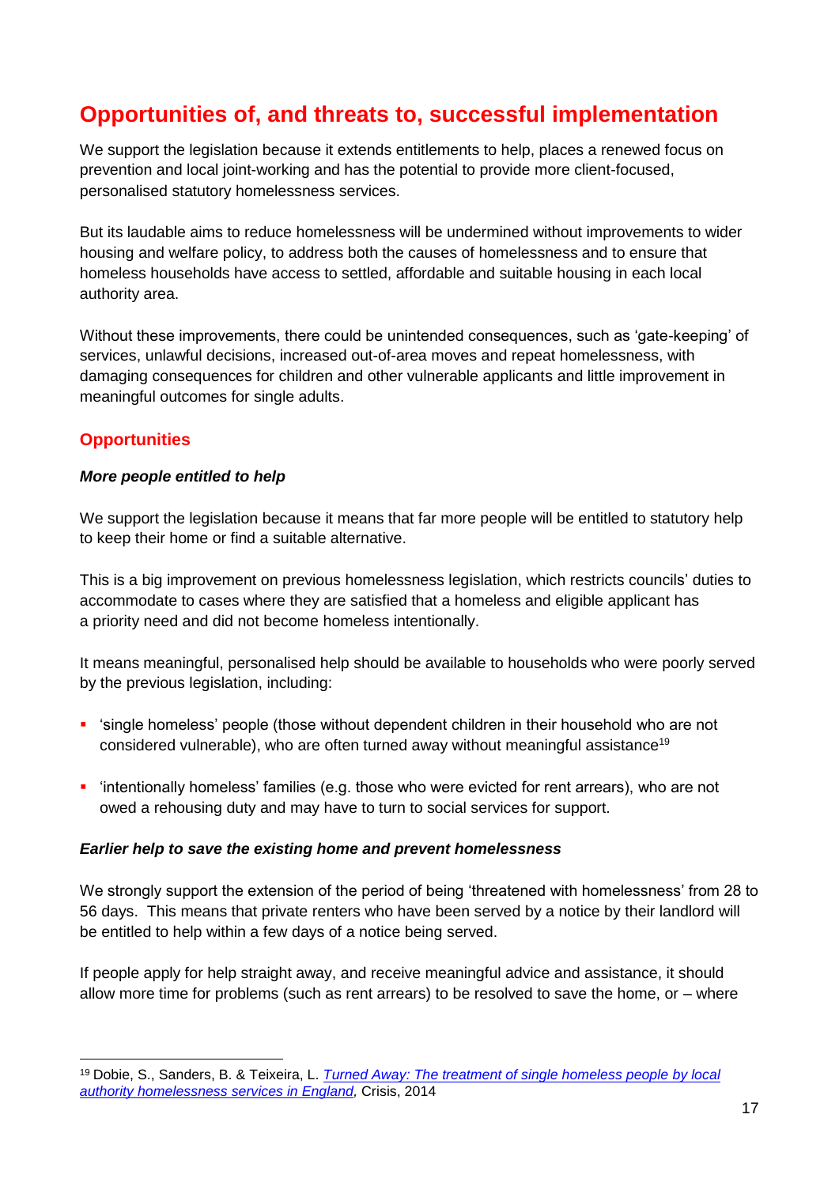## Opportunities of, and threats to, successful implementation

We support the legislation because it extends entitlements to help, places a renewed focus on prevention and local joint-working and has the potential to provide more client-focused, personalised statutory homelessness services.

But its laudable aims to reduce homelessness will be undermined without improvements to wider housing and welfare policy, to address both the causes of homelessness and to ensure that homeless households have access to settled, affordable and suitable housing in each local authority area.

Without these improvements, there could be unintended consequences, such as 'gate-keeping' of services, unlawful decisions, increased out-of-area moves and repeat homelessness, with damaging consequences for children and other vulnerable applicants and little improvement in meaningful outcomes for single adults.

### Opportunities

***More people entitled to help***

We support the legislation because it means that far more people will be entitled to statutory help to keep their home or find a suitable alternative.

This is a big improvement on previous homelessness legislation, which restricts councils' duties to accommodate to cases where they are satisfied that a homeless and eligible applicant has a priority need and did not become homeless intentionally.

It means meaningful, personalised help should be available to households who were poorly served by the previous legislation, including:

- 'single homeless' people (those without dependent children in their household who are not considered vulnerable), who are often turned away without meaningful assistance[19]
- 'intentionally homeless' families (e.g. those who were evicted for rent arrears), who are not owed a rehousing duty and may have to turn to social services for support.

***Earlier help to save the existing home and prevent homelessness***

We strongly support the extension of the period of being 'threatened with homelessness' from 28 to 56 days. This means that private renters who have been served by a notice by their landlord will be entitled to help within a few days of a notice being served.

If people apply for help straight away, and receive meaningful advice and assistance, it should allow more time for problems (such as rent arrears) to be resolved to save the home, or – where

---

[19] Dobie, S., Sanders, B. & Teixeira, L. *Turned Away: The treatment of single homeless people by local authority homelessness services in England,* Crisis, 2014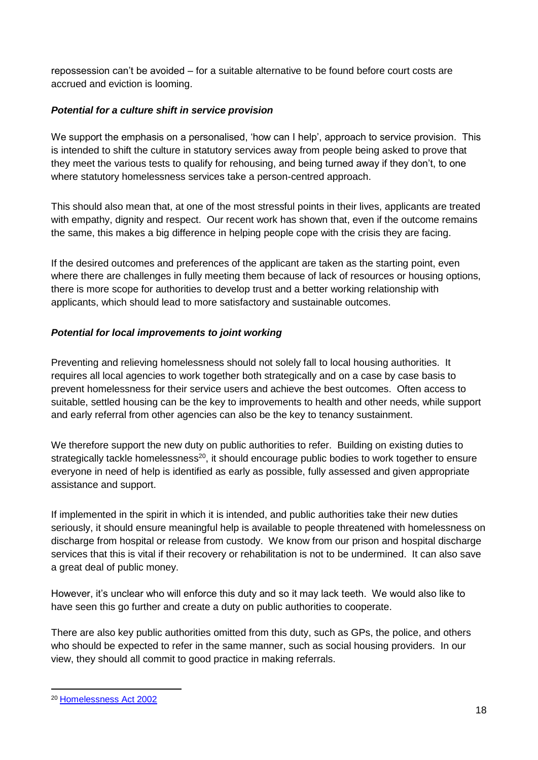repossession can't be avoided – for a suitable alternative to be found before court costs are accrued and eviction is looming.

***Potential for a culture shift in service provision***

We support the emphasis on a personalised, 'how can I help', approach to service provision. This is intended to shift the culture in statutory services away from people being asked to prove that they meet the various tests to qualify for rehousing, and being turned away if they don't, to one where statutory homelessness services take a person-centred approach.

This should also mean that, at one of the most stressful points in their lives, applicants are treated with empathy, dignity and respect. Our recent work has shown that, even if the outcome remains the same, this makes a big difference in helping people cope with the crisis they are facing.

If the desired outcomes and preferences of the applicant are taken as the starting point, even where there are challenges in fully meeting them because of lack of resources or housing options, there is more scope for authorities to develop trust and a better working relationship with applicants, which should lead to more satisfactory and sustainable outcomes.

***Potential for local improvements to joint working***

Preventing and relieving homelessness should not solely fall to local housing authorities. It requires all local agencies to work together both strategically and on a case by case basis to prevent homelessness for their service users and achieve the best outcomes. Often access to suitable, settled housing can be the key to improvements to health and other needs, while support and early referral from other agencies can also be the key to tenancy sustainment.

We therefore support the new duty on public authorities to refer. Building on existing duties to strategically tackle homelessness[20], it should encourage public bodies to work together to ensure everyone in need of help is identified as early as possible, fully assessed and given appropriate assistance and support.

If implemented in the spirit in which it is intended, and public authorities take their new duties seriously, it should ensure meaningful help is available to people threatened with homelessness on discharge from hospital or release from custody. We know from our prison and hospital discharge services that this is vital if their recovery or rehabilitation is not to be undermined. It can also save a great deal of public money.

However, it's unclear who will enforce this duty and so it may lack teeth. We would also like to have seen this go further and create a duty on public authorities to cooperate.

There are also key public authorities omitted from this duty, such as GPs, the police, and others who should be expected to refer in the same manner, such as social housing providers. In our view, they should all commit to good practice in making referrals.

---

[20] Homelessness Act 2002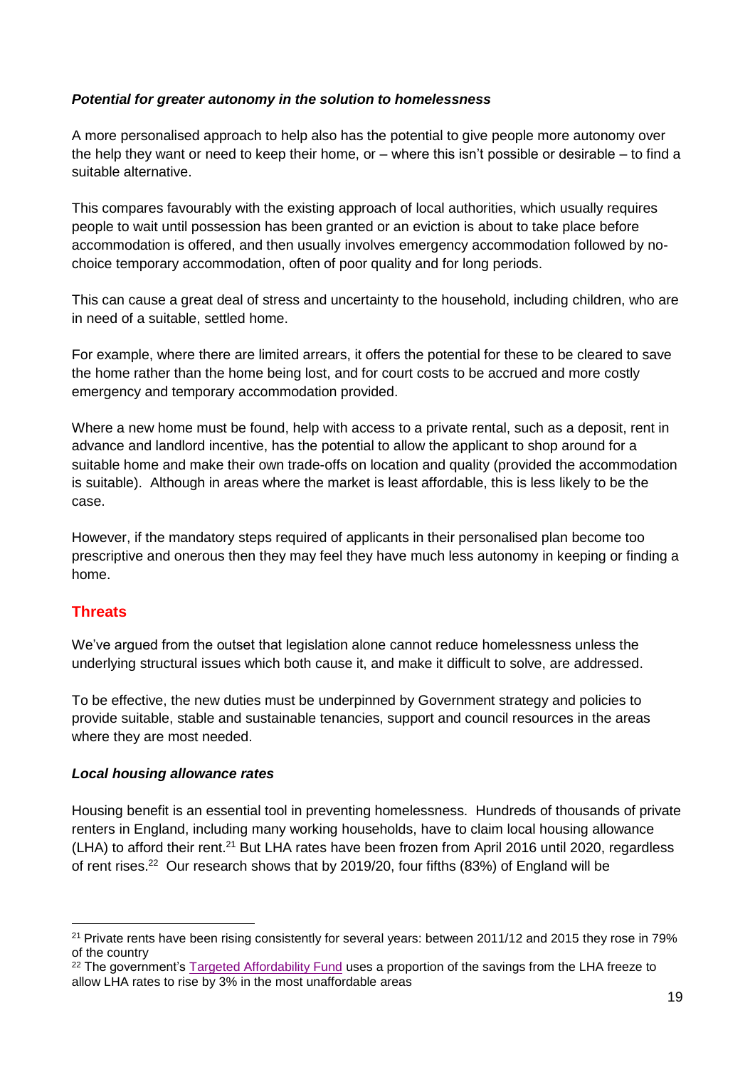***Potential for greater autonomy in the solution to homelessness***

A more personalised approach to help also has the potential to give people more autonomy over the help they want or need to keep their home, or – where this isn't possible or desirable – to find a suitable alternative.

This compares favourably with the existing approach of local authorities, which usually requires people to wait until possession has been granted or an eviction is about to take place before accommodation is offered, and then usually involves emergency accommodation followed by no-choice temporary accommodation, often of poor quality and for long periods.

This can cause a great deal of stress and uncertainty to the household, including children, who are in need of a suitable, settled home.

For example, where there are limited arrears, it offers the potential for these to be cleared to save the home rather than the home being lost, and for court costs to be accrued and more costly emergency and temporary accommodation provided.

Where a new home must be found, help with access to a private rental, such as a deposit, rent in advance and landlord incentive, has the potential to allow the applicant to shop around for a suitable home and make their own trade-offs on location and quality (provided the accommodation is suitable). Although in areas where the market is least affordable, this is less likely to be the case.

However, if the mandatory steps required of applicants in their personalised plan become too prescriptive and onerous then they may feel they have much less autonomy in keeping or finding a home.

## Threats

We've argued from the outset that legislation alone cannot reduce homelessness unless the underlying structural issues which both cause it, and make it difficult to solve, are addressed.

To be effective, the new duties must be underpinned by Government strategy and policies to provide suitable, stable and sustainable tenancies, support and council resources in the areas where they are most needed.

***Local housing allowance rates***

Housing benefit is an essential tool in preventing homelessness. Hundreds of thousands of private renters in England, including many working households, have to claim local housing allowance (LHA) to afford their rent.[21] But LHA rates have been frozen from April 2016 until 2020, regardless of rent rises.[22] Our research shows that by 2019/20, four fifths (83%) of England will be

---

[21] Private rents have been rising consistently for several years: between 2011/12 and 2015 they rose in 79% of the country

[22] The government's Targeted Affordability Fund uses a proportion of the savings from the LHA freeze to allow LHA rates to rise by 3% in the most unaffordable areas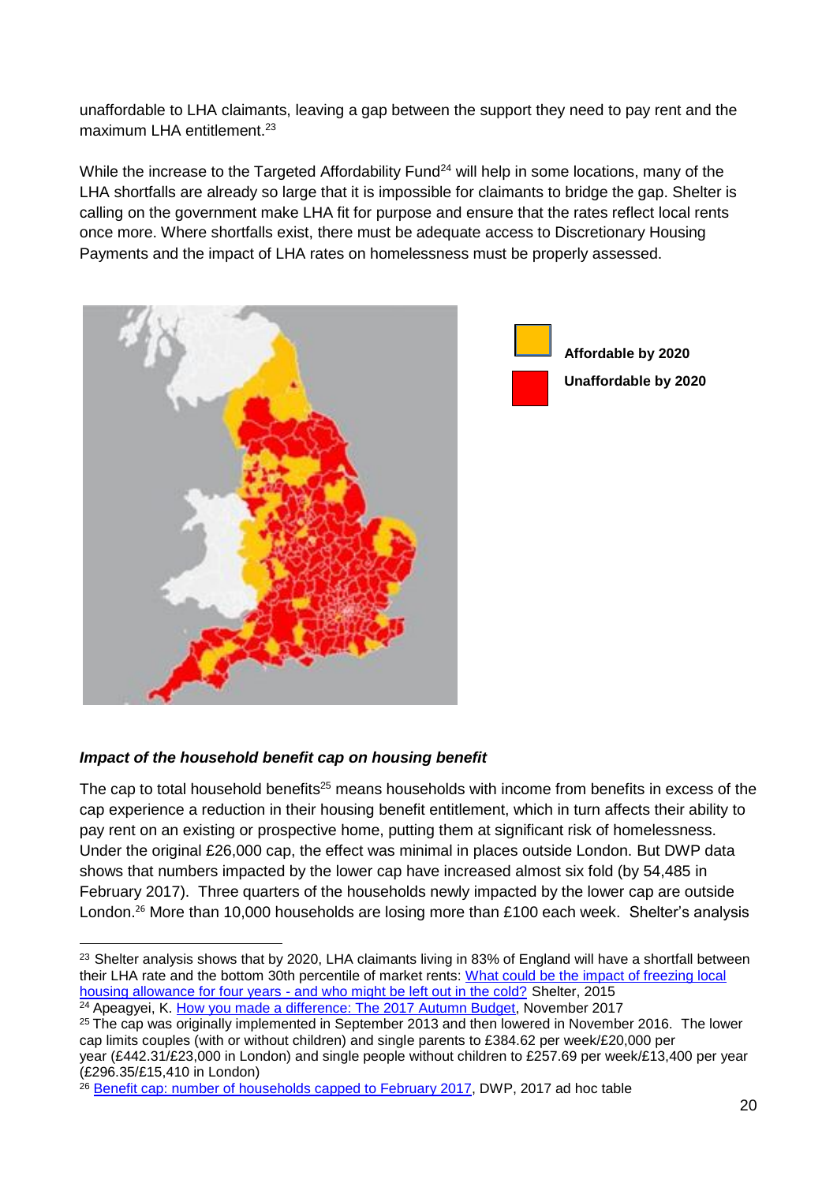unaffordable to LHA claimants, leaving a gap between the support they need to pay rent and the maximum LHA entitlement.[23]

While the increase to the Targeted Affordability Fund[24] will help in some locations, many of the LHA shortfalls are already so large that it is impossible for claimants to bridge the gap. Shelter is calling on the government make LHA fit for purpose and ensure that the rates reflect local rents once more. Where shortfalls exist, there must be adequate access to Discretionary Housing Payments and the impact of LHA rates on homelessness must be properly assessed.

**Affordable by 2020**

**Unaffordable by 2020**

***Impact of the household benefit cap on housing benefit***

The cap to total household benefits[25] means households with income from benefits in excess of the cap experience a reduction in their housing benefit entitlement, which in turn affects their ability to pay rent on an existing or prospective home, putting them at significant risk of homelessness. Under the original £26,000 cap, the effect was minimal in places outside London. But DWP data shows that numbers impacted by the lower cap have increased almost six fold (by 54,485 in February 2017). Three quarters of the households newly impacted by the lower cap are outside London.[26] More than 10,000 households are losing more than £100 each week. Shelter's analysis

---

[23] Shelter analysis shows that by 2020, LHA claimants living in 83% of England will have a shortfall between their LHA rate and the bottom 30th percentile of market rents: What could be the impact of freezing local housing allowance for four years - and who might be left out in the cold? Shelter, 2015

[24] Apeagyei, K. How you made a difference: The 2017 Autumn Budget, November 2017

[25] The cap was originally implemented in September 2013 and then lowered in November 2016. The lower cap limits couples (with or without children) and single parents to £384.62 per week/£20,000 per year (£442.31/£23,000 in London) and single people without children to £257.69 per week/£13,400 per year (£296.35/£15,410 in London)

[26] Benefit cap: number of households capped to February 2017, DWP, 2017 ad hoc table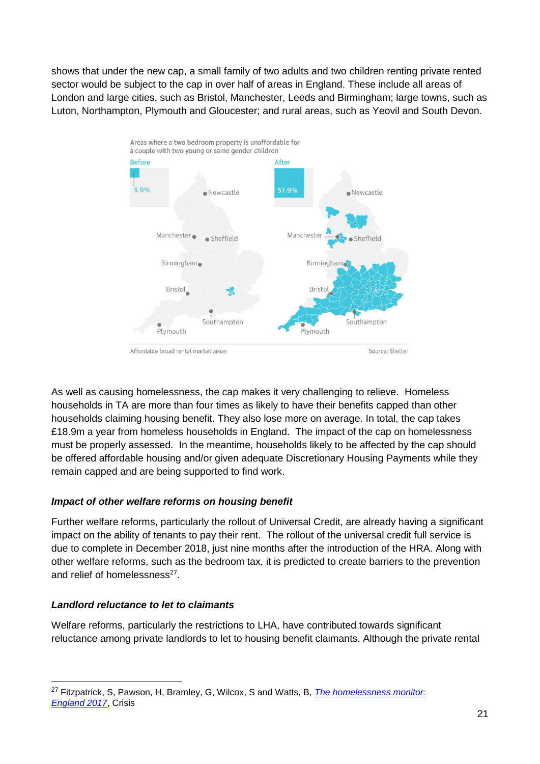shows that under the new cap, a small family of two adults and two children renting private rented sector would be subject to the cap in over half of areas in England. These include all areas of London and large cities, such as Bristol, Manchester, Leeds and Birmingham; large towns, such as Luton, Northampton, Plymouth and Gloucester; and rural areas, such as Yeovil and South Devon.

Areas where a two bedroom property is unaffordable for a couple with two young or same gender children

Before: 5.9%

After: 57.9%

Affordable broad rental market areas

Source: Shelter

As well as causing homelessness, the cap makes it very challenging to relieve. Homeless households in TA are more than four times as likely to have their benefits capped than other households claiming housing benefit. They also lose more on average. In total, the cap takes £18.9m a year from homeless households in England. The impact of the cap on homelessness must be properly assessed. In the meantime, households likely to be affected by the cap should be offered affordable housing and/or given adequate Discretionary Housing Payments while they remain capped and are being supported to find work.

#### *Impact of other welfare reforms on housing benefit*

Further welfare reforms, particularly the rollout of Universal Credit, are already having a significant impact on the ability of tenants to pay their rent. The rollout of the universal credit full service is due to complete in December 2018, just nine months after the introduction of the HRA. Along with other welfare reforms, such as the bedroom tax, it is predicted to create barriers to the prevention and relief of homelessness[27].

#### *Landlord reluctance to let to claimants*

Welfare reforms, particularly the restrictions to LHA, have contributed towards significant reluctance among private landlords to let to housing benefit claimants. Although the private rental

---

[27] Fitzpatrick, S, Pawson, H, Bramley, G, Wilcox, S and Watts, B, *The homelessness monitor: England 2017*, Crisis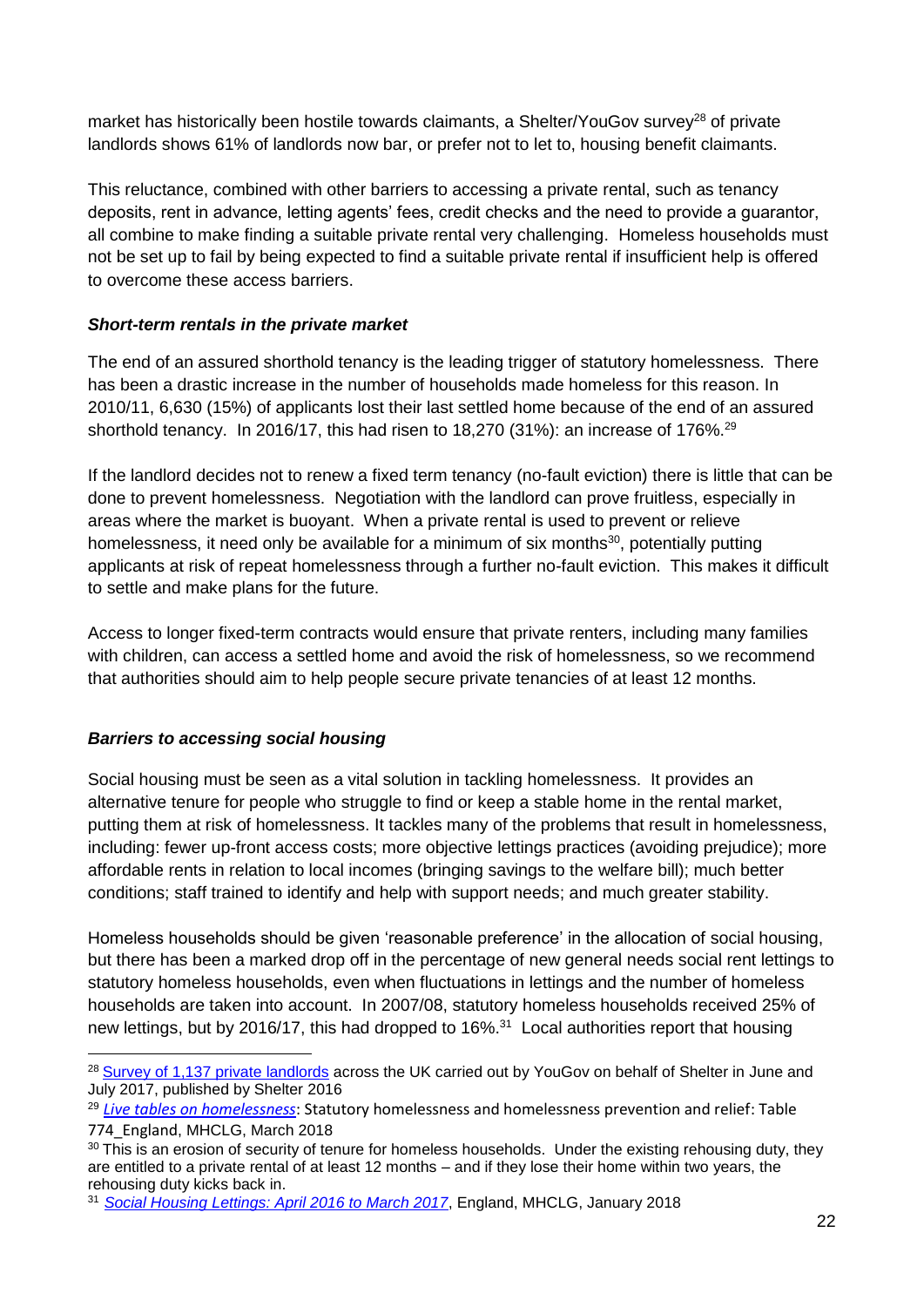market has historically been hostile towards claimants, a Shelter/YouGov survey[28] of private landlords shows 61% of landlords now bar, or prefer not to let to, housing benefit claimants.

This reluctance, combined with other barriers to accessing a private rental, such as tenancy deposits, rent in advance, letting agents' fees, credit checks and the need to provide a guarantor, all combine to make finding a suitable private rental very challenging. Homeless households must not be set up to fail by being expected to find a suitable private rental if insufficient help is offered to overcome these access barriers.

### *Short-term rentals in the private market*

The end of an assured shorthold tenancy is the leading trigger of statutory homelessness. There has been a drastic increase in the number of households made homeless for this reason. In 2010/11, 6,630 (15%) of applicants lost their last settled home because of the end of an assured shorthold tenancy. In 2016/17, this had risen to 18,270 (31%): an increase of 176%.[29]

If the landlord decides not to renew a fixed term tenancy (no-fault eviction) there is little that can be done to prevent homelessness. Negotiation with the landlord can prove fruitless, especially in areas where the market is buoyant. When a private rental is used to prevent or relieve homelessness, it need only be available for a minimum of six months[30], potentially putting applicants at risk of repeat homelessness through a further no-fault eviction. This makes it difficult to settle and make plans for the future.

Access to longer fixed-term contracts would ensure that private renters, including many families with children, can access a settled home and avoid the risk of homelessness, so we recommend that authorities should aim to help people secure private tenancies of at least 12 months.

### *Barriers to accessing social housing*

Social housing must be seen as a vital solution in tackling homelessness. It provides an alternative tenure for people who struggle to find or keep a stable home in the rental market, putting them at risk of homelessness. It tackles many of the problems that result in homelessness, including: fewer up-front access costs; more objective lettings practices (avoiding prejudice); more affordable rents in relation to local incomes (bringing savings to the welfare bill); much better conditions; staff trained to identify and help with support needs; and much greater stability.

Homeless households should be given 'reasonable preference' in the allocation of social housing, but there has been a marked drop off in the percentage of new general needs social rent lettings to statutory homeless households, even when fluctuations in lettings and the number of homeless households are taken into account. In 2007/08, statutory homeless households received 25% of new lettings, but by 2016/17, this had dropped to 16%.[31] Local authorities report that housing

---

[28] Survey of 1,137 private landlords across the UK carried out by YouGov on behalf of Shelter in June and July 2017, published by Shelter 2016

[29] *Live tables on homelessness*: Statutory homelessness and homelessness prevention and relief: Table 774_England, MHCLG, March 2018

[30] This is an erosion of security of tenure for homeless households. Under the existing rehousing duty, they are entitled to a private rental of at least 12 months – and if they lose their home within two years, the rehousing duty kicks back in.

[31] *Social Housing Lettings: April 2016 to March 2017*, England, MHCLG, January 2018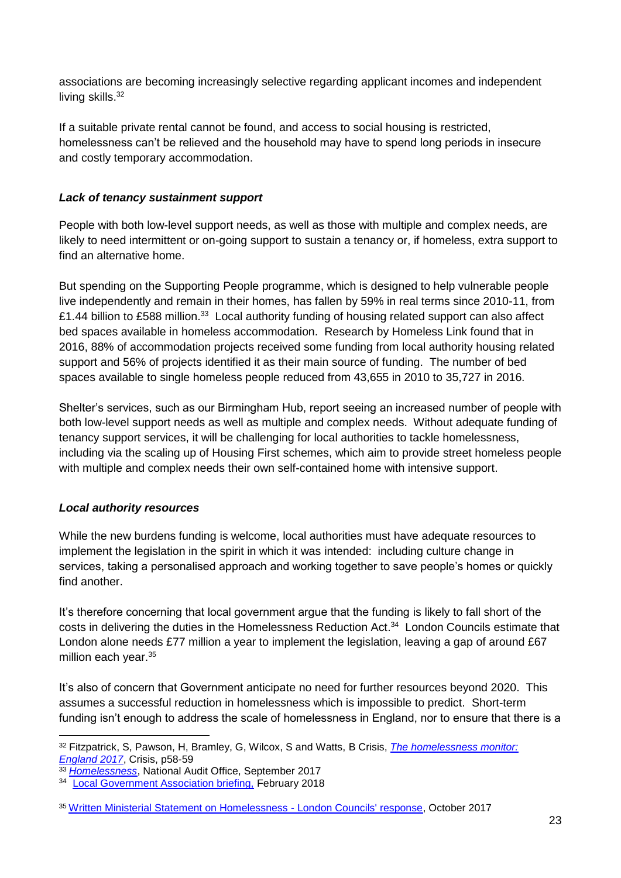associations are becoming increasingly selective regarding applicant incomes and independent living skills.[32]

If a suitable private rental cannot be found, and access to social housing is restricted, homelessness can't be relieved and the household may have to spend long periods in insecure and costly temporary accommodation.

***Lack of tenancy sustainment support***

People with both low-level support needs, as well as those with multiple and complex needs, are likely to need intermittent or on-going support to sustain a tenancy or, if homeless, extra support to find an alternative home.

But spending on the Supporting People programme, which is designed to help vulnerable people live independently and remain in their homes, has fallen by 59% in real terms since 2010-11, from £1.44 billion to £588 million.[33] Local authority funding of housing related support can also affect bed spaces available in homeless accommodation. Research by Homeless Link found that in 2016, 88% of accommodation projects received some funding from local authority housing related support and 56% of projects identified it as their main source of funding. The number of bed spaces available to single homeless people reduced from 43,655 in 2010 to 35,727 in 2016.

Shelter's services, such as our Birmingham Hub, report seeing an increased number of people with both low-level support needs as well as multiple and complex needs. Without adequate funding of tenancy support services, it will be challenging for local authorities to tackle homelessness, including via the scaling up of Housing First schemes, which aim to provide street homeless people with multiple and complex needs their own self-contained home with intensive support.

***Local authority resources***

While the new burdens funding is welcome, local authorities must have adequate resources to implement the legislation in the spirit in which it was intended: including culture change in services, taking a personalised approach and working together to save people's homes or quickly find another.

It's therefore concerning that local government argue that the funding is likely to fall short of the costs in delivering the duties in the Homelessness Reduction Act.[34] London Councils estimate that London alone needs £77 million a year to implement the legislation, leaving a gap of around £67 million each year.[35]

It's also of concern that Government anticipate no need for further resources beyond 2020. This assumes a successful reduction in homelessness which is impossible to predict. Short-term funding isn't enough to address the scale of homelessness in England, nor to ensure that there is a

---

[32] Fitzpatrick, S, Pawson, H, Bramley, G, Wilcox, S and Watts, B Crisis, *The homelessness monitor: England 2017*, Crisis, p58-59

[33] *Homelessness*, National Audit Office, September 2017

[34] Local Government Association briefing, February 2018

[35] Written Ministerial Statement on Homelessness - London Councils' response, October 2017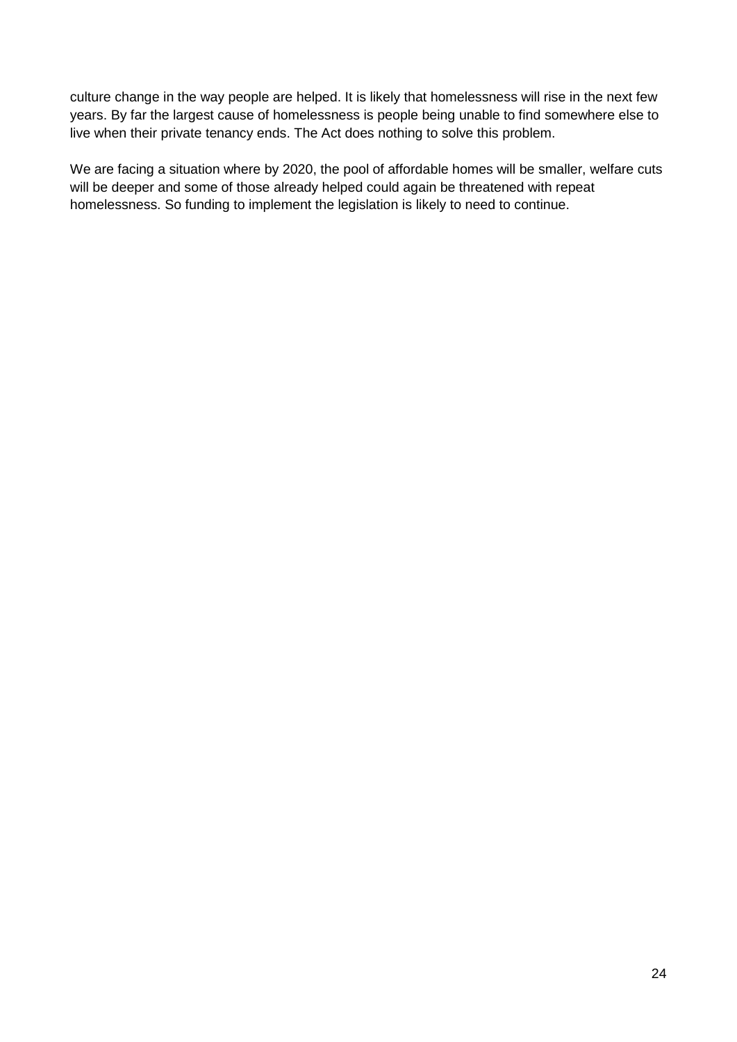culture change in the way people are helped. It is likely that homelessness will rise in the next few years. By far the largest cause of homelessness is people being unable to find somewhere else to live when their private tenancy ends. The Act does nothing to solve this problem.

We are facing a situation where by 2020, the pool of affordable homes will be smaller, welfare cuts will be deeper and some of those already helped could again be threatened with repeat homelessness. So funding to implement the legislation is likely to need to continue.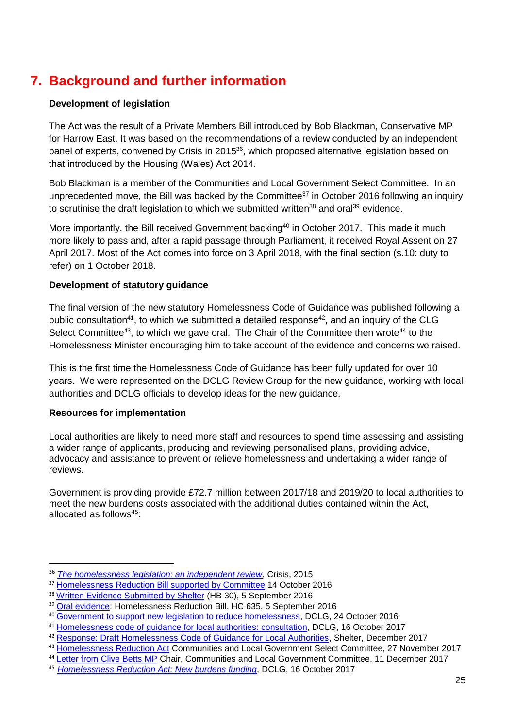# 7. Background and further information

**Development of legislation**

The Act was the result of a Private Members Bill introduced by Bob Blackman, Conservative MP for Harrow East. It was based on the recommendations of a review conducted by an independent panel of experts, convened by Crisis in 2015[36], which proposed alternative legislation based on that introduced by the Housing (Wales) Act 2014.

Bob Blackman is a member of the Communities and Local Government Select Committee. In an unprecedented move, the Bill was backed by the Committee[37] in October 2016 following an inquiry to scrutinise the draft legislation to which we submitted written[38] and oral[39] evidence.

More importantly, the Bill received Government backing[40] in October 2017. This made it much more likely to pass and, after a rapid passage through Parliament, it received Royal Assent on 27 April 2017. Most of the Act comes into force on 3 April 2018, with the final section (s.10: duty to refer) on 1 October 2018.

**Development of statutory guidance**

The final version of the new statutory Homelessness Code of Guidance was published following a public consultation[41], to which we submitted a detailed response[42], and an inquiry of the CLG Select Committee[43], to which we gave oral. The Chair of the Committee then wrote[44] to the Homelessness Minister encouraging him to take account of the evidence and concerns we raised.

This is the first time the Homelessness Code of Guidance has been fully updated for over 10 years. We were represented on the DCLG Review Group for the new guidance, working with local authorities and DCLG officials to develop ideas for the new guidance.

**Resources for implementation**

Local authorities are likely to need more staff and resources to spend time assessing and assisting a wider range of applicants, producing and reviewing personalised plans, providing advice, advocacy and assistance to prevent or relieve homelessness and undertaking a wider range of reviews.

Government is providing provide £72.7 million between 2017/18 and 2019/20 to local authorities to meet the new burdens costs associated with the additional duties contained within the Act, allocated as follows[45]:

---

[36] *The homelessness legislation: an independent review*, Crisis, 2015

[37] Homelessness Reduction Bill supported by Committee 14 October 2016

[38] Written Evidence Submitted by Shelter (HB 30), 5 September 2016

[39] Oral evidence: Homelessness Reduction Bill, HC 635, 5 September 2016

[40] Government to support new legislation to reduce homelessness, DCLG, 24 October 2016

[41] Homelessness code of guidance for local authorities: consultation, DCLG, 16 October 2017

[42] Response: Draft Homelessness Code of Guidance for Local Authorities, Shelter, December 2017

[43] Homelessness Reduction Act Communities and Local Government Select Committee, 27 November 2017

[44] Letter from Clive Betts MP Chair, Communities and Local Government Committee, 11 December 2017

[45] *Homelessness Reduction Act: New burdens funding*, DCLG, 16 October 2017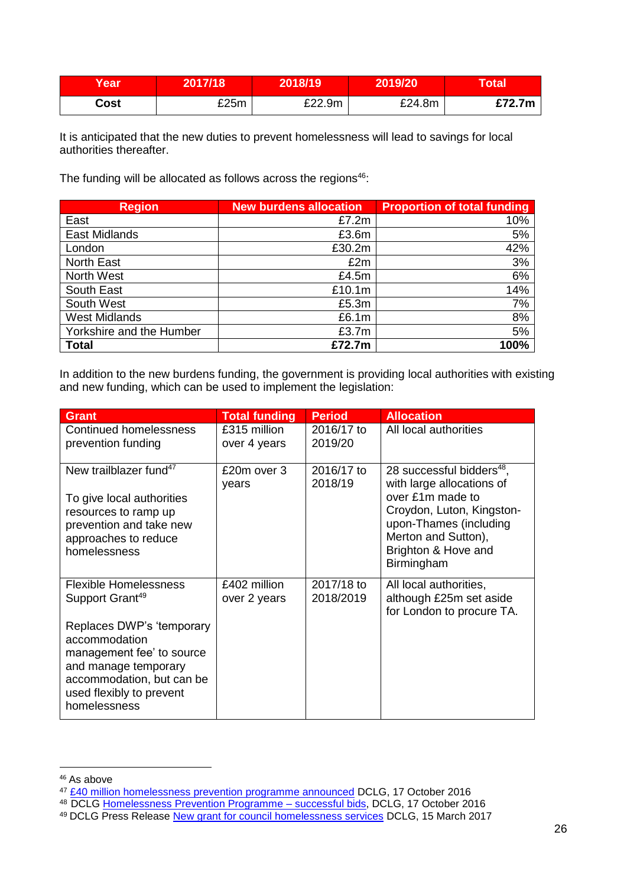| Year | 2017/18 | 2018/19 | 2019/20 | Total |
|---|---|---|---|---|
| **Cost** | £25m | £22.9m | £24.8m | **£72.7m** |

It is anticipated that the new duties to prevent homelessness will lead to savings for local authorities thereafter.

The funding will be allocated as follows across the regions[46]:

| Region | New burdens allocation | Proportion of total funding |
|---|---|---|
| East | £7.2m | 10% |
| East Midlands | £3.6m | 5% |
| London | £30.2m | 42% |
| North East | £2m | 3% |
| North West | £4.5m | 6% |
| South East | £10.1m | 14% |
| South West | £5.3m | 7% |
| West Midlands | £6.1m | 8% |
| Yorkshire and the Humber | £3.7m | 5% |
| **Total** | **£72.7m** | **100%** |

In addition to the new burdens funding, the government is providing local authorities with existing and new funding, which can be used to implement the legislation:

| Grant | Total funding | Period | Allocation |
|---|---|---|---|
| Continued homelessness prevention funding | £315 million over 4 years | 2016/17 to 2019/20 | All local authorities |
| New trailblazer fund[47]<br><br>To give local authorities resources to ramp up prevention and take new approaches to reduce homelessness | £20m over 3 years | 2016/17 to 2018/19 | 28 successful bidders[48], with large allocations of over £1m made to Croydon, Luton, Kingston-upon-Thames (including Merton and Sutton), Brighton & Hove and Birmingham |
| Flexible Homelessness Support Grant[49]<br><br>Replaces DWP's 'temporary accommodation management fee' to source and manage temporary accommodation, but can be used flexibly to prevent homelessness | £402 million over 2 years | 2017/18 to 2018/2019 | All local authorities, although £25m set aside for London to procure TA. |

[46] As above

[47] £40 million homelessness prevention programme announced DCLG, 17 October 2016

[48] DCLG Homelessness Prevention Programme – successful bids, DCLG, 17 October 2016

[49] DCLG Press Release New grant for council homelessness services DCLG, 15 March 2017